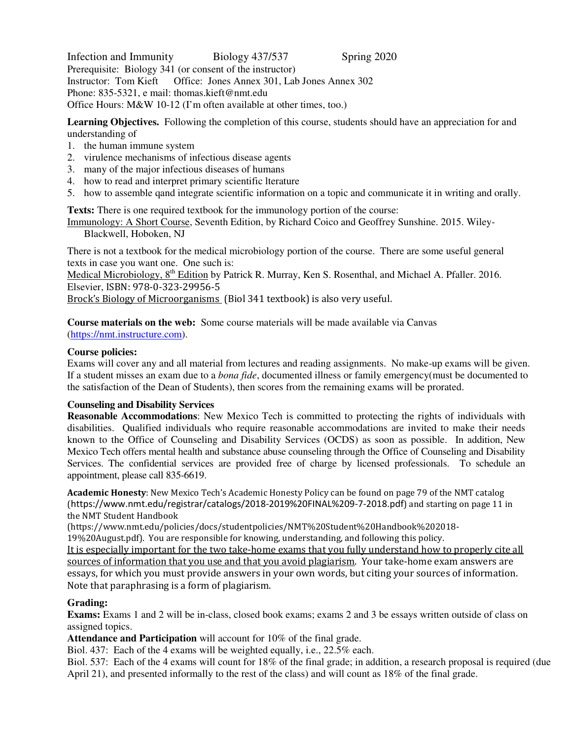Infection and Immunity Biology 437/537 Spring 2020

Prerequisite: Biology 341 (or consent of the instructor)
Instructor: Tom Kieft Office: Jones Annex 301, Lab Jones Annex 302
Phone: 835-5321, e mail: thomas.kieft@nmt.edu
Office Hours: M&W 10-12 (I'm often available at other times, too.)

**Learning Objectives.** Following the completion of this course, students should have an appreciation for and understanding of

1. the human immune system
2. virulence mechanisms of infectious disease agents
3. many of the major infectious diseases of humans
4. how to read and interpret primary scientific lterature
5. how to assemble qand integrate scientific information on a topic and communicate it in writing and orally.

**Texts:** There is one required textbook for the immunology portion of the course:
Immunology: A Short Course, Seventh Edition, by Richard Coico and Geoffrey Sunshine. 2015. Wiley-Blackwell, Hoboken, NJ

There is not a textbook for the medical microbiology portion of the course. There are some useful general texts in case you want one. One such is:
Medical Microbiology, 8th Edition by Patrick R. Murray, Ken S. Rosenthal, and Michael A. Pfaller. 2016. Elsevier, ISBN: 978-0-323-29956-5
Brock's Biology of Microorganisms (Biol 341 textbook) is also very useful.

**Course materials on the web:** Some course materials will be made available via Canvas (https://nmt.instructure.com).

**Course policies:**
Exams will cover any and all material from lectures and reading assignments. No make-up exams will be given. If a student misses an exam due to a *bona fide*, documented illness or family emergency(must be documented to the satisfaction of the Dean of Students), then scores from the remaining exams will be prorated.

**Counseling and Disability Services**
**Reasonable Accommodations**: New Mexico Tech is committed to protecting the rights of individuals with disabilities. Qualified individuals who require reasonable accommodations are invited to make their needs known to the Office of Counseling and Disability Services (OCDS) as soon as possible. In addition, New Mexico Tech offers mental health and substance abuse counseling through the Office of Counseling and Disability Services. The confidential services are provided free of charge by licensed professionals. To schedule an appointment, please call 835-6619.

**Academic Honesty**: New Mexico Tech's Academic Honesty Policy can be found on page 79 of the NMT catalog (https://www.nmt.edu/registrar/catalogs/2018-2019%20FINAL%209-7-2018.pdf) and starting on page 11 in the NMT Student Handbook (https://www.nmt.edu/policies/docs/studentpolicies/NMT%20Student%20Handbook%202018-19%20August.pdf). You are responsible for knowing, understanding, and following this policy.
It is especially important for the two take-home exams that you fully understand how to properly cite all sources of information that you use and that you avoid plagiarism. Your take-home exam answers are essays, for which you must provide answers in your own words, but citing your sources of information. Note that paraphrasing is a form of plagiarism.

**Grading:**
**Exams:** Exams 1 and 2 will be in-class, closed book exams; exams 2 and 3 be essays written outside of class on assigned topics.
**Attendance and Participation** will account for 10% of the final grade.
Biol. 437: Each of the 4 exams will be weighted equally, i.e., 22.5% each.
Biol. 537: Each of the 4 exams will count for 18% of the final grade; in addition, a research proposal is required (due April 21), and presented informally to the rest of the class) and will count as 18% of the final grade.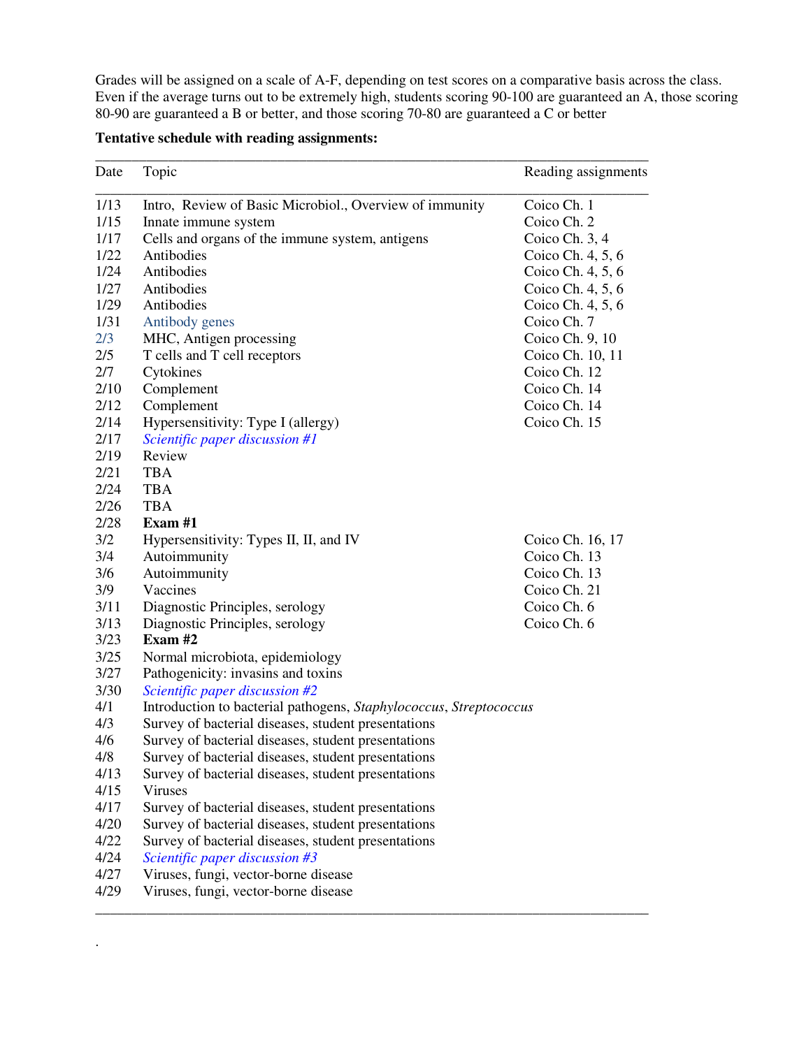Grades will be assigned on a scale of A-F, depending on test scores on a comparative basis across the class. Even if the average turns out to be extremely high, students scoring 90-100 are guaranteed an A, those scoring 80-90 are guaranteed a B or better, and those scoring 70-80 are guaranteed a C or better

**Tentative schedule with reading assignments:**

| Date | Topic | Reading assignments |
|---|---|---|
| 1/13 | Intro, Review of Basic Microbiol., Overview of immunity | Coico Ch. 1 |
| 1/15 | Innate immune system | Coico Ch. 2 |
| 1/17 | Cells and organs of the immune system, antigens | Coico Ch. 3, 4 |
| 1/22 | Antibodies | Coico Ch. 4, 5, 6 |
| 1/24 | Antibodies | Coico Ch. 4, 5, 6 |
| 1/27 | Antibodies | Coico Ch. 4, 5, 6 |
| 1/29 | Antibodies | Coico Ch. 4, 5, 6 |
| 1/31 | Antibody genes | Coico Ch. 7 |
| 2/3 | MHC, Antigen processing | Coico Ch. 9, 10 |
| 2/5 | T cells and T cell receptors | Coico Ch. 10, 11 |
| 2/7 | Cytokines | Coico Ch. 12 |
| 2/10 | Complement | Coico Ch. 14 |
| 2/12 | Complement | Coico Ch. 14 |
| 2/14 | Hypersensitivity: Type I (allergy) | Coico Ch. 15 |
| 2/17 | *Scientific paper discussion #1* | |
| 2/19 | Review | |
| 2/21 | TBA | |
| 2/24 | TBA | |
| 2/26 | TBA | |
| 2/28 | **Exam #1** | |
| 3/2 | Hypersensitivity: Types II, II, and IV | Coico Ch. 16, 17 |
| 3/4 | Autoimmunity | Coico Ch. 13 |
| 3/6 | Autoimmunity | Coico Ch. 13 |
| 3/9 | Vaccines | Coico Ch. 21 |
| 3/11 | Diagnostic Principles, serology | Coico Ch. 6 |
| 3/13 | Diagnostic Principles, serology | Coico Ch. 6 |
| 3/23 | **Exam #2** | |
| 3/25 | Normal microbiota, epidemiology | |
| 3/27 | Pathogenicity: invasins and toxins | |
| 3/30 | *Scientific paper discussion #2* | |
| 4/1 | Introduction to bacterial pathogens, *Staphylococcus*, *Streptococcus* | |
| 4/3 | Survey of bacterial diseases, student presentations | |
| 4/6 | Survey of bacterial diseases, student presentations | |
| 4/8 | Survey of bacterial diseases, student presentations | |
| 4/13 | Survey of bacterial diseases, student presentations | |
| 4/15 | Viruses | |
| 4/17 | Survey of bacterial diseases, student presentations | |
| 4/20 | Survey of bacterial diseases, student presentations | |
| 4/22 | Survey of bacterial diseases, student presentations | |
| 4/24 | *Scientific paper discussion #3* | |
| 4/27 | Viruses, fungi, vector-borne disease | |
| 4/29 | Viruses, fungi, vector-borne disease | |

.